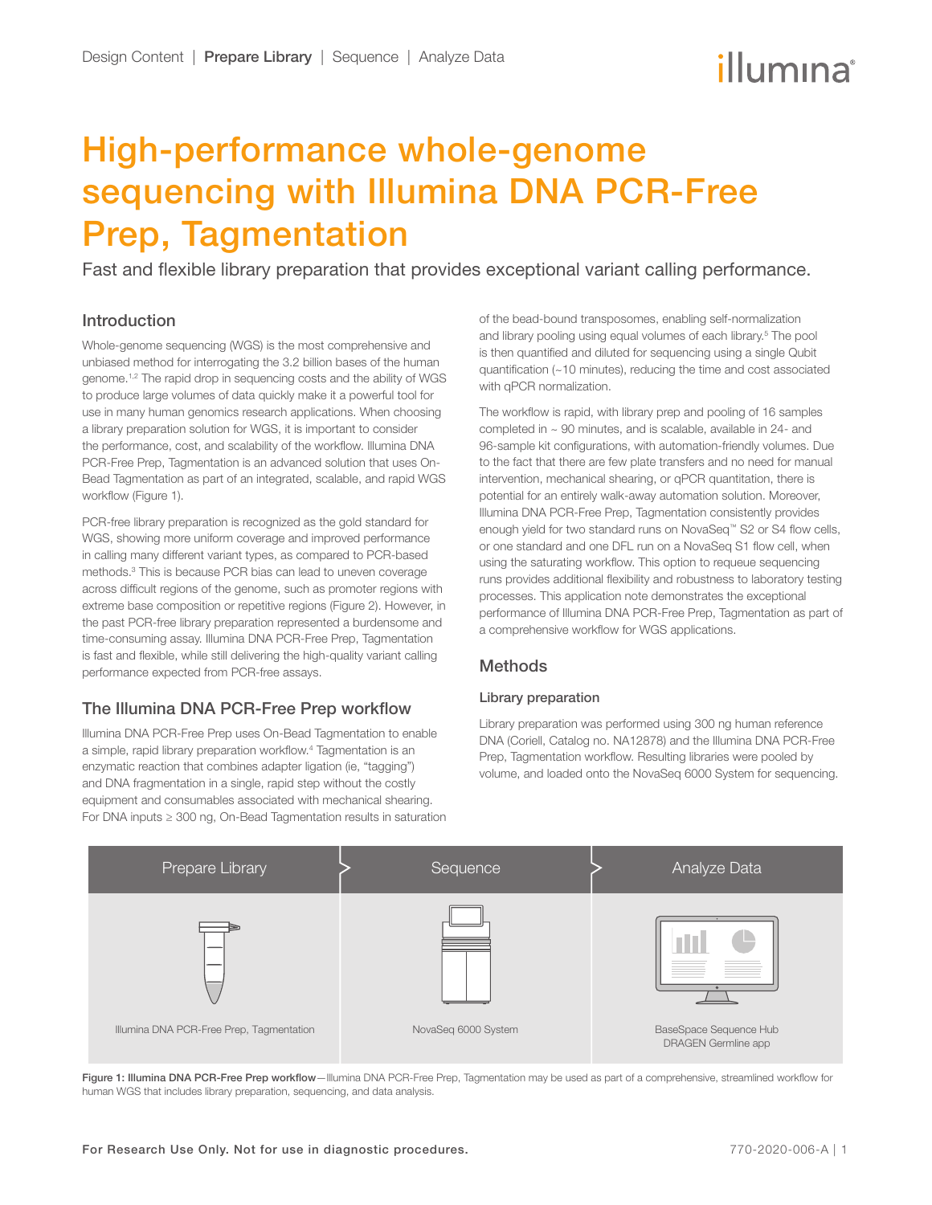# High-performance whole-genome sequencing with Illumina DNA PCR-Free Prep, Tagmentation

Fast and flexible library preparation that provides exceptional variant calling performance.

## Introduction

Whole-genome sequencing (WGS) is the most comprehensive and unbiased method for interrogating the 3.2 billion bases of the human genome.[1,2] The rapid drop in sequencing costs and the ability of WGS to produce large volumes of data quickly make it a powerful tool for use in many human genomics research applications. When choosing a library preparation solution for WGS, it is important to consider the performance, cost, and scalability of the workflow. Illumina DNA PCR-Free Prep, Tagmentation is an advanced solution that uses On-Bead Tagmentation as part of an integrated, scalable, and rapid WGS workflow (Figure 1).

PCR-free library preparation is recognized as the gold standard for WGS, showing more uniform coverage and improved performance in calling many different variant types, as compared to PCR-based methods.[3] This is because PCR bias can lead to uneven coverage across difficult regions of the genome, such as promoter regions with extreme base composition or repetitive regions (Figure 2). However, in the past PCR-free library preparation represented a burdensome and time-consuming assay. Illumina DNA PCR-Free Prep, Tagmentation is fast and flexible, while still delivering the high-quality variant calling performance expected from PCR-free assays.

## The Illumina DNA PCR-Free Prep workflow

Illumina DNA PCR-Free Prep uses On-Bead Tagmentation to enable a simple, rapid library preparation workflow.[4] Tagmentation is an enzymatic reaction that combines adapter ligation (ie, "tagging") and DNA fragmentation in a single, rapid step without the costly equipment and consumables associated with mechanical shearing. For DNA inputs ≥ 300 ng, On-Bead Tagmentation results in saturation of the bead-bound transposomes, enabling self-normalization and library pooling using equal volumes of each library.[5] The pool is then quantified and diluted for sequencing using a single Qubit quantification (~10 minutes), reducing the time and cost associated with qPCR normalization.

The workflow is rapid, with library prep and pooling of 16 samples completed in ~ 90 minutes, and is scalable, available in 24- and 96-sample kit configurations, with automation-friendly volumes. Due to the fact that there are few plate transfers and no need for manual intervention, mechanical shearing, or qPCR quantitation, there is potential for an entirely walk-away automation solution. Moreover, Illumina DNA PCR-Free Prep, Tagmentation consistently provides enough yield for two standard runs on NovaSeq™ S2 or S4 flow cells, or one standard and one DFL run on a NovaSeq S1 flow cell, when using the saturating workflow. This option to requeue sequencing runs provides additional flexibility and robustness to laboratory testing processes. This application note demonstrates the exceptional performance of Illumina DNA PCR-Free Prep, Tagmentation as part of a comprehensive workflow for WGS applications.

## Methods

### Library preparation

Library preparation was performed using 300 ng human reference DNA (Coriell, Catalog no. NA12878) and the Illumina DNA PCR-Free Prep, Tagmentation workflow. Resulting libraries were pooled by volume, and loaded onto the NovaSeq 6000 System for sequencing.

| Prepare Library | Sequence | Analyze Data |
|---|---|---|
| Illumina DNA PCR-Free Prep, Tagmentation | NovaSeq 6000 System | BaseSpace Sequence Hub DRAGEN Germline app |

**Figure 1: Illumina DNA PCR-Free Prep workflow**—Illumina DNA PCR-Free Prep, Tagmentation may be used as part of a comprehensive, streamlined workflow for human WGS that includes library preparation, sequencing, and data analysis.

For Research Use Only. Not for use in diagnostic procedures.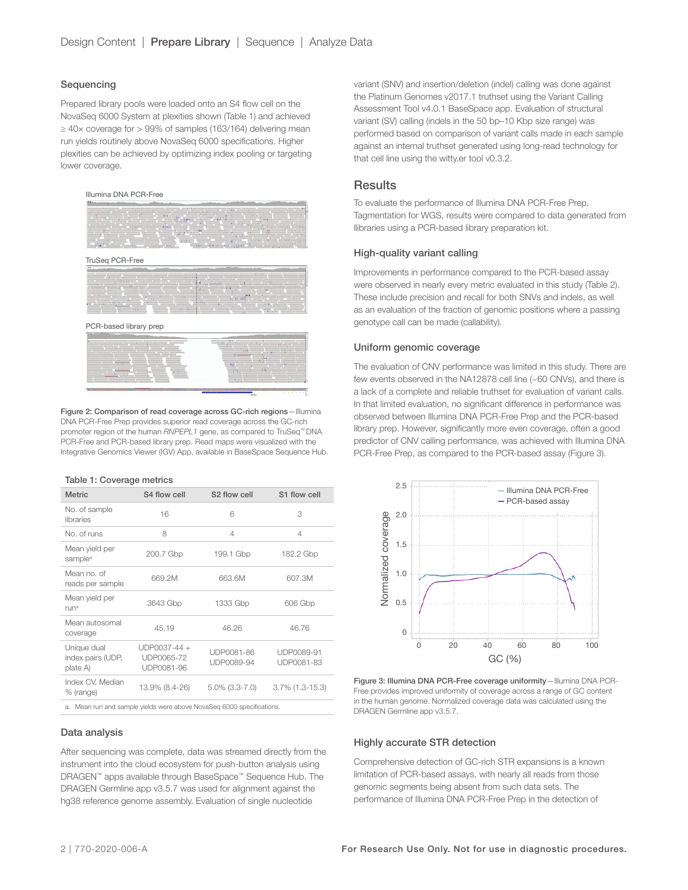### Sequencing

Prepared library pools were loaded onto an S4 flow cell on the NovaSeq 6000 System at plexities shown (Table 1) and achieved ≥ 40× coverage for > 99% of samples (163/164) delivering mean run yields routinely above NovaSeq 6000 specifications. Higher plexities can be achieved by optimizing index pooling or targeting lower coverage.

**Figure 2: Comparison of read coverage across GC-rich regions**—Illumina DNA PCR-Free Prep provides superior read coverage across the GC-rich promoter region of the human *RNPEPL1* gene, as compared to TruSeq™ DNA PCR-Free and PCR-based library prep. Read maps were visualized with the Integrative Genomics Viewer (IGV) App, available in BaseSpace Sequence Hub.

**Table 1: Coverage metrics**

| Metric | S4 flow cell | S2 flow cell | S1 flow cell |
|---|---|---|---|
| No. of sample libraries | 16 | 6 | 3 |
| No. of runs | 8 | 4 | 4 |
| Mean yield per sample[a] | 200.7 Gbp | 199.1 Gbp | 182.2 Gbp |
| Mean no. of reads per sample | 669.2M | 663.6M | 607.3M |
| Mean yield per run[a] | 3643 Gbp | 1333 Gbp | 606 Gbp |
| Mean autosomal coverage | 45.19 | 46.26 | 46.76 |
| Unique dual index pairs (UDP, plate A) | UDP0037-44 + UDP0065-72 UDP0081-96 | UDP0081-86 UDP0089-94 | UDP0089-91 UDP0081-83 |
| Index CV, Median % (range) | 13.9% (8.4-26) | 5.0% (3.3-7.0) | 3.7% (1.3-15.3) |

a. Mean run and sample yields were above NovaSeq 6000 specifications.

### Data analysis

After sequencing was complete, data was streamed directly from the instrument into the cloud ecosystem for push-button analysis using DRAGEN™ apps available through BaseSpace™ Sequence Hub. The DRAGEN Germline app v3.5.7 was used for alignment against the hg38 reference genome assembly. Evaluation of single nucleotide variant (SNV) and insertion/deletion (indel) calling was done against the Platinum Genomes v2017.1 truthset using the Variant Calling Assessment Tool v4.0.1 BaseSpace app. Evaluation of structural variant (SV) calling (indels in the 50 bp–10 Kbp size range) was performed based on comparison of variant calls made in each sample against an internal truthset generated using long-read technology for that cell line using the witty.er tool v0.3.2.

## Results

To evaluate the performance of Illumina DNA PCR-Free Prep, Tagmentation for WGS, results were compared to data generated from libraries using a PCR-based library preparation kit.

### High-quality variant calling

Improvements in performance compared to the PCR-based assay were observed in nearly every metric evaluated in this study (Table 2). These include precision and recall for both SNVs and indels, as well as an evaluation of the fraction of genomic positions where a passing genotype call can be made (callability).

### Uniform genomic coverage

The evaluation of CNV performance was limited in this study. There are few events observed in the NA12878 cell line (~60 CNVs), and there is a lack of a complete and reliable truthset for evaluation of variant calls. In that limited evaluation, no significant difference in performance was observed between Illumina DNA PCR-Free Prep and the PCR-based library prep. However, significantly more even coverage, often a good predictor of CNV calling performance, was achieved with Illumina DNA PCR-Free Prep, as compared to the PCR-based assay (Figure 3).

**Figure 3: Illumina DNA PCR-Free coverage uniformity**—Illumina DNA PCR-Free provides improved uniformity of coverage across a range of GC content in the human genome. Normalized coverage data was calculated using the DRAGEN Germline app v3.5.7.

### Highly accurate STR detection

Comprehensive detection of GC-rich STR expansions is a known limitation of PCR-based assays, with nearly all reads from those genomic segments being absent from such data sets. The performance of Illumina DNA PCR-Free Prep in the detection of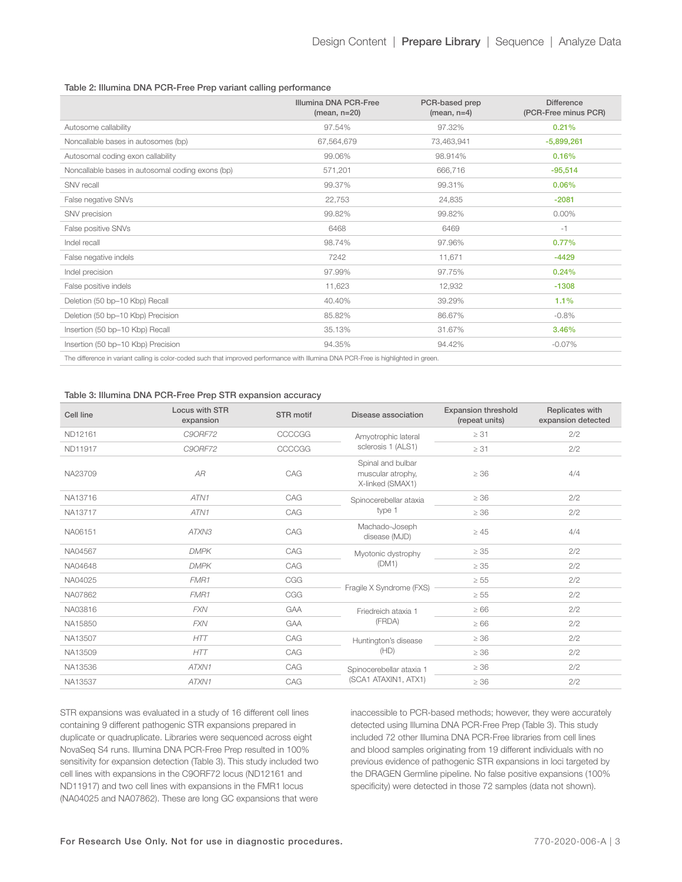**Table 2: Illumina DNA PCR-Free Prep variant calling performance**

| | Illumina DNA PCR-Free (mean, n=20) | PCR-based prep (mean, n=4) | Difference (PCR-Free minus PCR) |
|---|---|---|---|
| Autosome callability | 97.54% | 97.32% | 0.21% |
| Noncallable bases in autosomes (bp) | 67,564,679 | 73,463,941 | -5,899,261 |
| Autosomal coding exon callability | 99.06% | 98.914% | 0.16% |
| Noncallable bases in autosomal coding exons (bp) | 571,201 | 666,716 | -95,514 |
| SNV recall | 99.37% | 99.31% | 0.06% |
| False negative SNVs | 22,753 | 24,835 | -2081 |
| SNV precision | 99.82% | 99.82% | 0.00% |
| False positive SNVs | 6468 | 6469 | -1 |
| Indel recall | 98.74% | 97.96% | 0.77% |
| False negative indels | 7242 | 11,671 | -4429 |
| Indel precision | 97.99% | 97.75% | 0.24% |
| False positive indels | 11,623 | 12,932 | -1308 |
| Deletion (50 bp–10 Kbp) Recall | 40.40% | 39.29% | 1.1% |
| Deletion (50 bp–10 Kbp) Precision | 85.82% | 86.67% | -0.8% |
| Insertion (50 bp–10 Kbp) Recall | 35.13% | 31.67% | 3.46% |
| Insertion (50 bp–10 Kbp) Precision | 94.35% | 94.42% | -0.07% |

The difference in variant calling is color-coded such that improved performance with Illumina DNA PCR-Free is highlighted in green.

**Table 3: Illumina DNA PCR-Free Prep STR expansion accuracy**

| Cell line | Locus with STR expansion | STR motif | Disease association | Expansion threshold (repeat units) | Replicates with expansion detected |
|---|---|---|---|---|---|
| ND12161 | *C9ORF72* | CCCCGG | Amyotrophic lateral sclerosis 1 (ALS1) | ≥ 31 | 2/2 |
| ND11917 | *C9ORF72* | CCCCGG | | ≥ 31 | 2/2 |
| NA23709 | *AR* | CAG | Spinal and bulbar muscular atrophy, X-linked (SMAX1) | ≥ 36 | 4/4 |
| NA13716 | *ATN1* | CAG | Spinocerebellar ataxia type 1 | ≥ 36 | 2/2 |
| NA13717 | *ATN1* | CAG | | ≥ 36 | 2/2 |
| NA06151 | *ATXN3* | CAG | Machado-Joseph disease (MJD) | ≥ 45 | 4/4 |
| NA04567 | *DMPK* | CAG | Myotonic dystrophy (DM1) | ≥ 35 | 2/2 |
| NA04648 | *DMPK* | CAG | | ≥ 35 | 2/2 |
| NA04025 | *FMR1* | CGG | Fragile X Syndrome (FXS) | ≥ 55 | 2/2 |
| NA07862 | *FMR1* | CGG | | ≥ 55 | 2/2 |
| NA03816 | *FXN* | GAA | Friedreich ataxia 1 (FRDA) | ≥ 66 | 2/2 |
| NA15850 | *FXN* | GAA | | ≥ 66 | 2/2 |
| NA13507 | *HTT* | CAG | Huntington's disease (HD) | ≥ 36 | 2/2 |
| NA13509 | *HTT* | CAG | | ≥ 36 | 2/2 |
| NA13536 | *ATXN1* | CAG | Spinocerebellar ataxia 1 (SCA1 ATAXIN1, ATX1) | ≥ 36 | 2/2 |
| NA13537 | *ATXN1* | CAG | | ≥ 36 | 2/2 |

STR expansions was evaluated in a study of 16 different cell lines containing 9 different pathogenic STR expansions prepared in duplicate or quadruplicate. Libraries were sequenced across eight NovaSeq S4 runs. Illumina DNA PCR-Free Prep resulted in 100% sensitivity for expansion detection (Table 3). This study included two cell lines with expansions in the C9ORF72 locus (ND12161 and ND11917) and two cell lines with expansions in the FMR1 locus (NA04025 and NA07862). These are long GC expansions that were inaccessible to PCR-based methods; however, they were accurately detected using Illumina DNA PCR-Free Prep (Table 3). This study included 72 other Illumina DNA PCR-Free libraries from cell lines and blood samples originating from 19 different individuals with no previous evidence of pathogenic STR expansions in loci targeted by the DRAGEN Germline pipeline. No false positive expansions (100% specificity) were detected in those 72 samples (data not shown).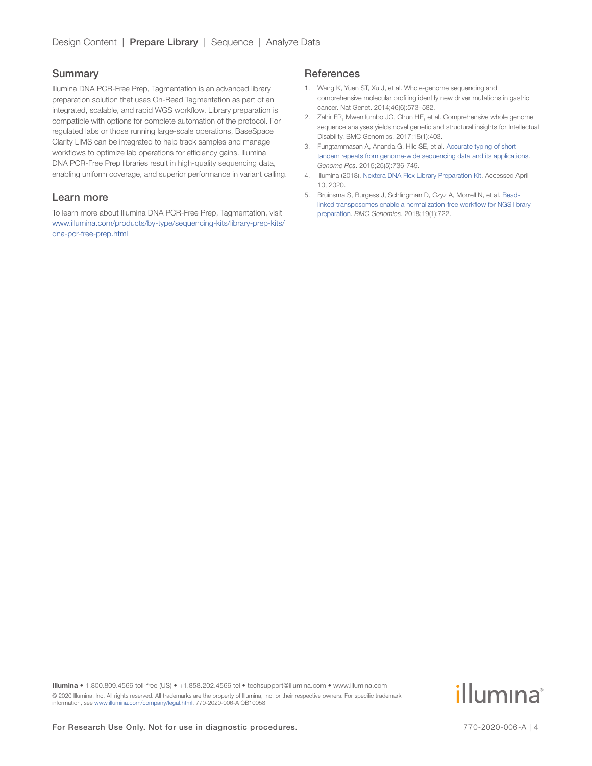## Summary

Illumina DNA PCR-Free Prep, Tagmentation is an advanced library preparation solution that uses On-Bead Tagmentation as part of an integrated, scalable, and rapid WGS workflow. Library preparation is compatible with options for complete automation of the protocol. For regulated labs or those running large-scale operations, BaseSpace Clarity LIMS can be integrated to help track samples and manage workflows to optimize lab operations for efficiency gains. Illumina DNA PCR-Free Prep libraries result in high-quality sequencing data, enabling uniform coverage, and superior performance in variant calling.

## Learn more

To learn more about Illumina DNA PCR-Free Prep, Tagmentation, visit www.illumina.com/products/by-type/sequencing-kits/library-prep-kits/dna-pcr-free-prep.html

## References

1. Wang K, Yuen ST, Xu J, et al. Whole-genome sequencing and comprehensive molecular profiling identify new driver mutations in gastric cancer. Nat Genet. 2014;46(6):573–582.
2. Zahir FR, Mwenifumbo JC, Chun HE, et al. Comprehensive whole genome sequence analyses yields novel genetic and structural insights for Intellectual Disability. BMC Genomics. 2017;18(1):403.
3. Fungtammasan A, Ananda G, Hile SE, et al. Accurate typing of short tandem repeats from genome-wide sequencing data and its applications. *Genome Res*. 2015;25(5):736-749.
4. Illumina (2018). Nextera DNA Flex Library Preparation Kit. Accessed April 10, 2020.
5. Bruinsma S, Burgess J, Schlingman D, Czyz A, Morrell N, et al. Bead-linked transposomes enable a normalization-free workflow for NGS library preparation. *BMC Genomics*. 2018;19(1):722.

**Illumina** • 1.800.809.4566 toll-free (US) • +1.858.202.4566 tel • techsupport@illumina.com • www.illumina.com

© 2020 Illumina, Inc. All rights reserved. All trademarks are the property of Illumina, Inc. or their respective owners. For specific trademark information, see www.illumina.com/company/legal.html. 770-2020-006-A QB10058

For Research Use Only. Not for use in diagnostic procedures.